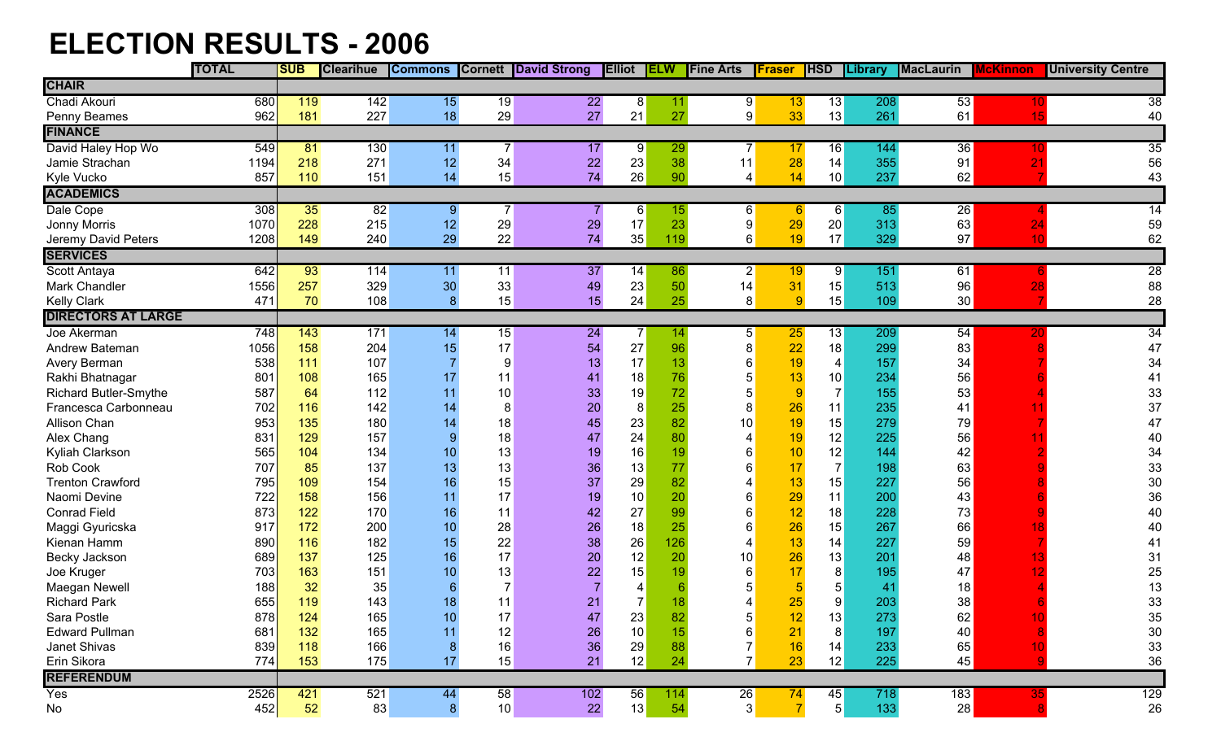# ELECTION RESULTS - 2006

| | TOTAL | SUB | Clearihue | Commons | Cornett | David Strong | Elliot | ELW | Fine Arts | Fraser | HSD | Library | MacLaurin | McKinnon | University Centre |
|---|---|---|---|---|---|---|---|---|---|---|---|---|---|---|---|
| **CHAIR** | | | | | | | | | | | | | | | |
| Chadi Akouri | 680 | 119 | 142 | 15 | 19 | 22 | 8 | 11 | 9 | 13 | 13 | 208 | 53 | 10 | 38 |
| Penny Beames | 962 | 181 | 227 | 18 | 29 | 27 | 21 | 27 | 9 | 33 | 13 | 261 | 61 | 15 | 40 |
| **FINANCE** | | | | | | | | | | | | | | | |
| David Haley Hop Wo | 549 | 81 | 130 | 11 | 7 | 17 | 9 | 29 | 7 | 17 | 16 | 144 | 36 | 10 | 35 |
| Jamie Strachan | 1194 | 218 | 271 | 12 | 34 | 22 | 23 | 38 | 11 | 28 | 14 | 355 | 91 | 21 | 56 |
| Kyle Vucko | 857 | 110 | 151 | 14 | 15 | 74 | 26 | 90 | 4 | 14 | 10 | 237 | 62 | 7 | 43 |
| **ACADEMICS** | | | | | | | | | | | | | | | |
| Dale Cope | 308 | 35 | 82 | 9 | 7 | 7 | 6 | 15 | 6 | 6 | 6 | 85 | 26 | 4 | 14 |
| Jonny Morris | 1070 | 228 | 215 | 12 | 29 | 29 | 17 | 23 | 9 | 29 | 20 | 313 | 63 | 24 | 59 |
| Jeremy David Peters | 1208 | 149 | 240 | 29 | 22 | 74 | 35 | 119 | 6 | 19 | 17 | 329 | 97 | 10 | 62 |
| **SERVICES** | | | | | | | | | | | | | | | |
| Scott Antaya | 642 | 93 | 114 | 11 | 11 | 37 | 14 | 86 | 2 | 19 | 9 | 151 | 61 | 6 | 28 |
| Mark Chandler | 1556 | 257 | 329 | 30 | 33 | 49 | 23 | 50 | 14 | 31 | 15 | 513 | 96 | 28 | 88 |
| Kelly Clark | 471 | 70 | 108 | 8 | 15 | 15 | 24 | 25 | 8 | 9 | 15 | 109 | 30 | 7 | 28 |
| **DIRECTORS AT LARGE** | | | | | | | | | | | | | | | |
| Joe Akerman | 748 | 143 | 171 | 14 | 15 | 24 | 7 | 14 | 5 | 25 | 13 | 209 | 54 | 20 | 34 |
| Andrew Bateman | 1056 | 158 | 204 | 15 | 17 | 54 | 27 | 96 | 8 | 22 | 18 | 299 | 83 | 8 | 47 |
| Avery Berman | 538 | 111 | 107 | 7 | 9 | 13 | 17 | 13 | 6 | 19 | 4 | 157 | 34 | 7 | 34 |
| Rakhi Bhatnagar | 801 | 108 | 165 | 17 | 11 | 41 | 18 | 76 | 5 | 13 | 10 | 234 | 56 | 6 | 41 |
| Richard Butler-Smythe | 587 | 64 | 112 | 11 | 10 | 33 | 19 | 72 | 5 | 9 | 7 | 155 | 53 | 4 | 33 |
| Francesca Carbonneau | 702 | 116 | 142 | 14 | 8 | 20 | 8 | 25 | 8 | 26 | 11 | 235 | 41 | 11 | 37 |
| Allison Chan | 953 | 135 | 180 | 14 | 18 | 45 | 23 | 82 | 10 | 19 | 15 | 279 | 79 | 7 | 47 |
| Alex Chang | 831 | 129 | 157 | 9 | 18 | 47 | 24 | 80 | 4 | 19 | 12 | 225 | 56 | 11 | 40 |
| Kyliah Clarkson | 565 | 104 | 134 | 10 | 13 | 19 | 16 | 19 | 6 | 10 | 12 | 144 | 42 | 2 | 34 |
| Rob Cook | 707 | 85 | 137 | 13 | 13 | 36 | 13 | 77 | 6 | 17 | 7 | 198 | 63 | 9 | 33 |
| Trenton Crawford | 795 | 109 | 154 | 16 | 15 | 37 | 29 | 82 | 4 | 13 | 15 | 227 | 56 | 8 | 30 |
| Naomi Devine | 722 | 158 | 156 | 11 | 17 | 19 | 10 | 20 | 6 | 29 | 11 | 200 | 43 | 6 | 36 |
| Conrad Field | 873 | 122 | 170 | 16 | 11 | 42 | 27 | 99 | 6 | 12 | 18 | 228 | 73 | 9 | 40 |
| Maggi Gyuricska | 917 | 172 | 200 | 10 | 28 | 26 | 18 | 25 | 6 | 26 | 15 | 267 | 66 | 18 | 40 |
| Kienan Hamm | 890 | 116 | 182 | 15 | 22 | 38 | 26 | 126 | 4 | 13 | 14 | 227 | 59 | 7 | 41 |
| Becky Jackson | 689 | 137 | 125 | 16 | 17 | 20 | 12 | 20 | 10 | 26 | 13 | 201 | 48 | 13 | 31 |
| Joe Kruger | 703 | 163 | 151 | 10 | 13 | 22 | 15 | 19 | 6 | 17 | 8 | 195 | 47 | 12 | 25 |
| Maegan Newell | 188 | 32 | 35 | 6 | 7 | 7 | 4 | 6 | 5 | 5 | 5 | 41 | 18 | 4 | 13 |
| Richard Park | 655 | 119 | 143 | 18 | 11 | 21 | 7 | 18 | 4 | 25 | 9 | 203 | 38 | 6 | 33 |
| Sara Postle | 878 | 124 | 165 | 10 | 17 | 47 | 23 | 82 | 5 | 12 | 13 | 273 | 62 | 10 | 35 |
| Edward Pullman | 681 | 132 | 165 | 11 | 12 | 26 | 10 | 15 | 6 | 21 | 8 | 197 | 40 | 8 | 30 |
| Janet Shivas | 839 | 118 | 166 | 8 | 16 | 36 | 29 | 88 | 7 | 16 | 14 | 233 | 65 | 10 | 33 |
| Erin Sikora | 774 | 153 | 175 | 17 | 15 | 21 | 12 | 24 | 7 | 23 | 12 | 225 | 45 | 9 | 36 |
| **REFERENDUM** | | | | | | | | | | | | | | | |
| Yes | 2526 | 421 | 521 | 44 | 58 | 102 | 56 | 114 | 26 | 74 | 45 | 718 | 183 | 35 | 129 |
| No | 452 | 52 | 83 | 8 | 10 | 22 | 13 | 54 | 3 | 7 | 5 | 133 | 28 | 8 | 26 |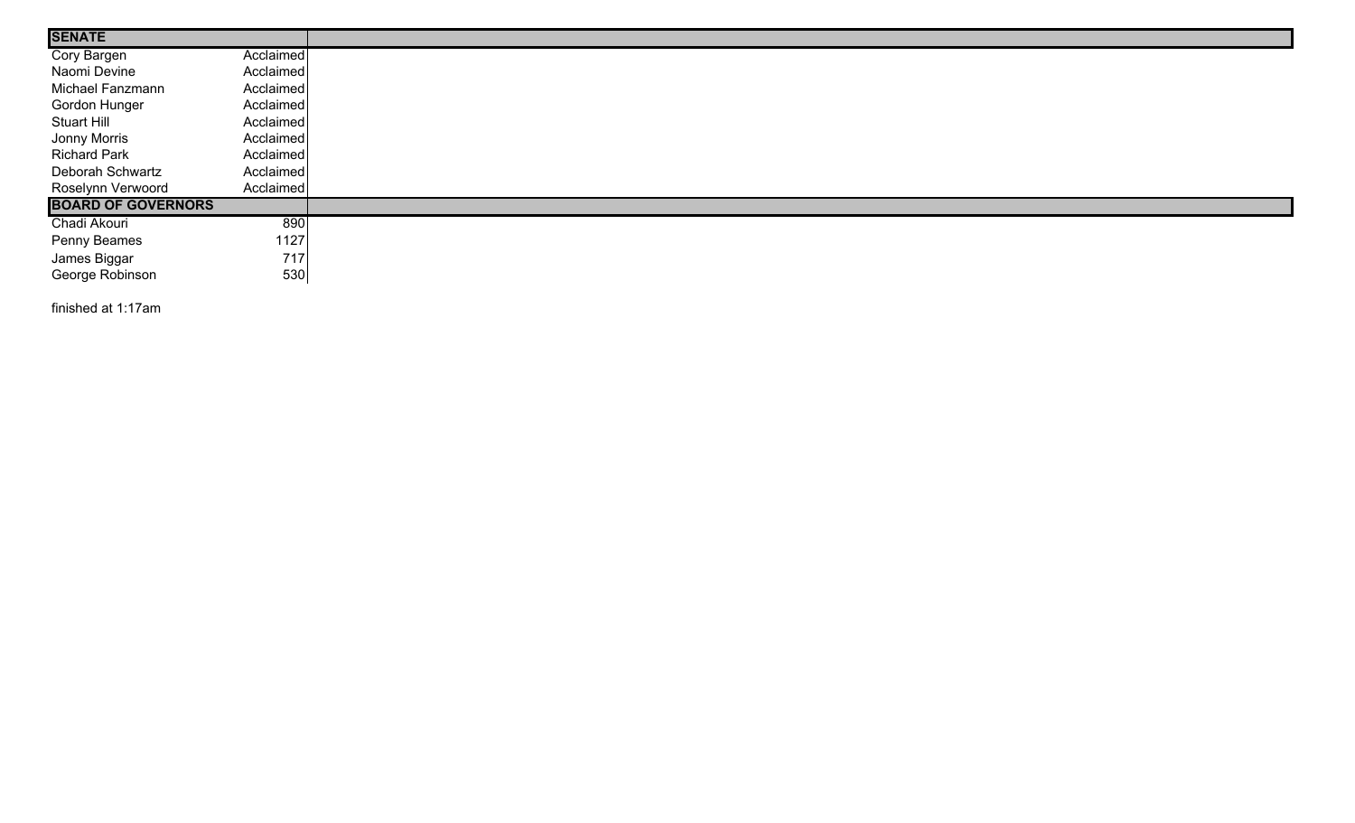| SENATE | |
|---|---|
| Cory Bargen | Acclaimed |
| Naomi Devine | Acclaimed |
| Michael Fanzmann | Acclaimed |
| Gordon Hunger | Acclaimed |
| Stuart Hill | Acclaimed |
| Jonny Morris | Acclaimed |
| Richard Park | Acclaimed |
| Deborah Schwartz | Acclaimed |
| Roselynn Verwoord | Acclaimed |
| **BOARD OF GOVERNORS** | |
| Chadi Akouri | 890 |
| Penny Beames | 1127 |
| James Biggar | 717 |
| George Robinson | 530 |

finished at 1:17am